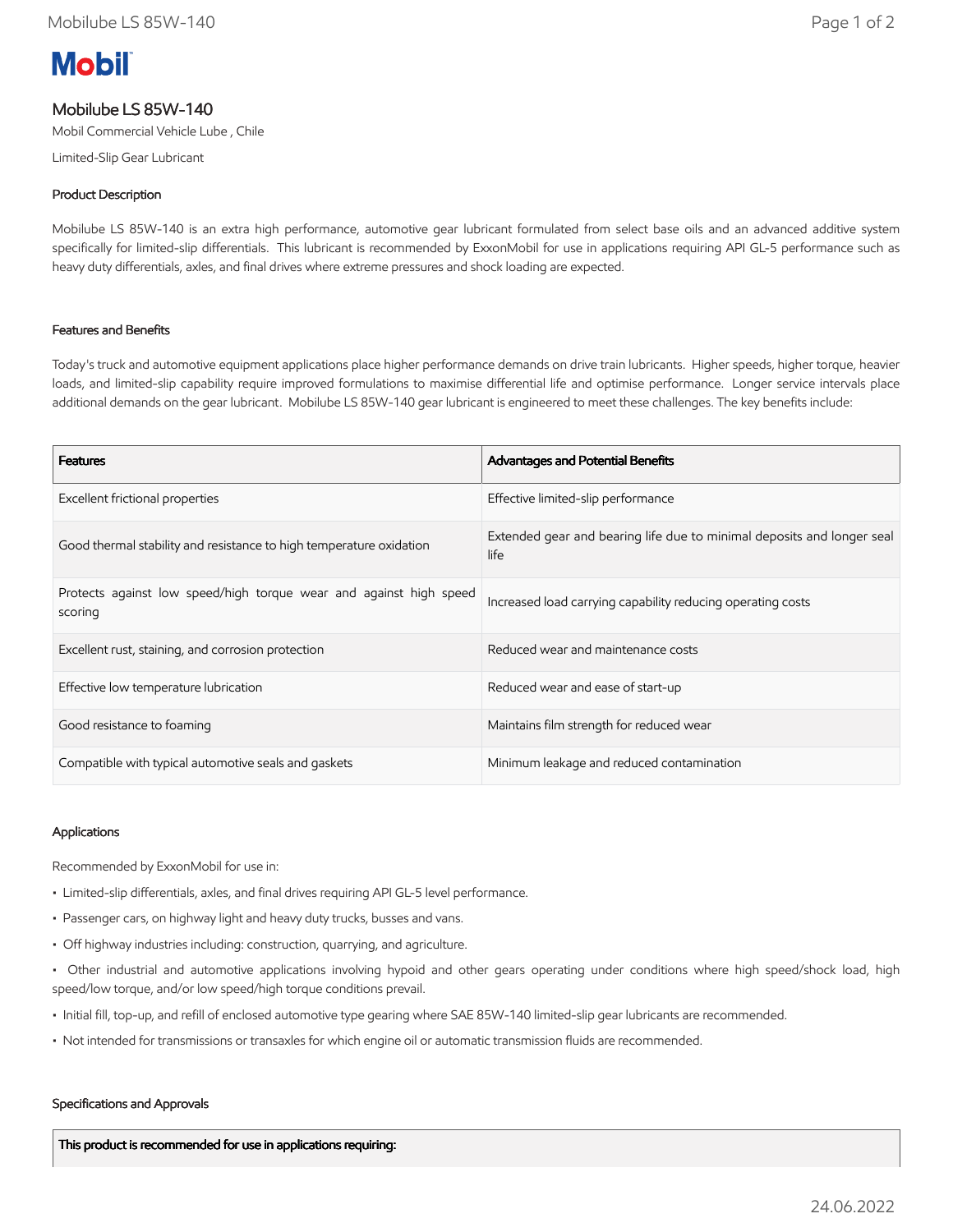**Mobil**

# Mobilube LS 85W-140

Mobil Commercial Vehicle Lube , Chile

Limited-Slip Gear Lubricant

## Product Description

Mobilube LS 85W-140 is an extra high performance, automotive gear lubricant formulated from select base oils and an advanced additive system specifically for limited-slip differentials. This lubricant is recommended by ExxonMobil for use in applications requiring API GL-5 performance such as heavy duty differentials, axles, and final drives where extreme pressures and shock loading are expected.

## Features and Benefits

Today's truck and automotive equipment applications place higher performance demands on drive train lubricants. Higher speeds, higher torque, heavier loads, and limited-slip capability require improved formulations to maximise differential life and optimise performance. Longer service intervals place additional demands on the gear lubricant. Mobilube LS 85W-140 gear lubricant is engineered to meet these challenges. The key benefits include:

| Features | Advantages and Potential Benefits |
|---|---|
| Excellent frictional properties | Effective limited-slip performance |
| Good thermal stability and resistance to high temperature oxidation | Extended gear and bearing life due to minimal deposits and longer seal life |
| Protects against low speed/high torque wear and against high speed scoring | Increased load carrying capability reducing operating costs |
| Excellent rust, staining, and corrosion protection | Reduced wear and maintenance costs |
| Effective low temperature lubrication | Reduced wear and ease of start-up |
| Good resistance to foaming | Maintains film strength for reduced wear |
| Compatible with typical automotive seals and gaskets | Minimum leakage and reduced contamination |

## Applications

Recommended by ExxonMobil for use in:

- Limited-slip differentials, axles, and final drives requiring API GL-5 level performance.
- Passenger cars, on highway light and heavy duty trucks, busses and vans.
- Off highway industries including: construction, quarrying, and agriculture.
- Other industrial and automotive applications involving hypoid and other gears operating under conditions where high speed/shock load, high speed/low torque, and/or low speed/high torque conditions prevail.
- Initial fill, top-up, and refill of enclosed automotive type gearing where SAE 85W-140 limited-slip gear lubricants are recommended.
- Not intended for transmissions or transaxles for which engine oil or automatic transmission fluids are recommended.

## Specifications and Approvals

| This product is recommended for use in applications requiring: |
|---|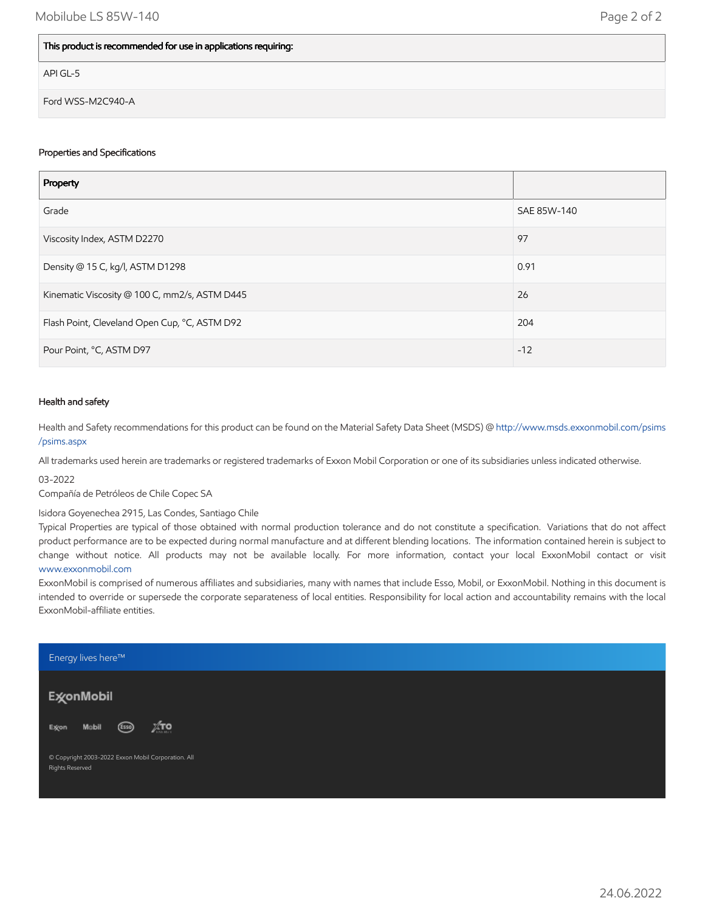| This product is recommended for use in applications requiring: |
| --- |
| API GL-5 |
| Ford WSS-M2C940-A |

### Properties and Specifications

| Property | |
| --- | --- |
| Grade | SAE 85W-140 |
| Viscosity Index, ASTM D2270 | 97 |
| Density @ 15 C, kg/l, ASTM D1298 | 0.91 |
| Kinematic Viscosity @ 100 C, mm2/s, ASTM D445 | 26 |
| Flash Point, Cleveland Open Cup, °C, ASTM D92 | 204 |
| Pour Point, °C, ASTM D97 | -12 |

### Health and safety

Health and Safety recommendations for this product can be found on the Material Safety Data Sheet (MSDS) @ http://www.msds.exxonmobil.com/psims/psims.aspx

All trademarks used herein are trademarks or registered trademarks of Exxon Mobil Corporation or one of its subsidiaries unless indicated otherwise.

03-2022

Compañía de Petróleos de Chile Copec SA

Isidora Goyenechea 2915, Las Condes, Santiago Chile

Typical Properties are typical of those obtained with normal production tolerance and do not constitute a specification. Variations that do not affect product performance are to be expected during normal manufacture and at different blending locations. The information contained herein is subject to change without notice. All products may not be available locally. For more information, contact your local ExxonMobil contact or visit www.exxonmobil.com

ExxonMobil is comprised of numerous affiliates and subsidiaries, many with names that include Esso, Mobil, or ExxonMobil. Nothing in this document is intended to override or supersede the corporate separateness of local entities. Responsibility for local action and accountability remains with the local ExxonMobil-affiliate entities.

Energy lives here™

© Copyright 2003-2022 Exxon Mobil Corporation. All Rights Reserved